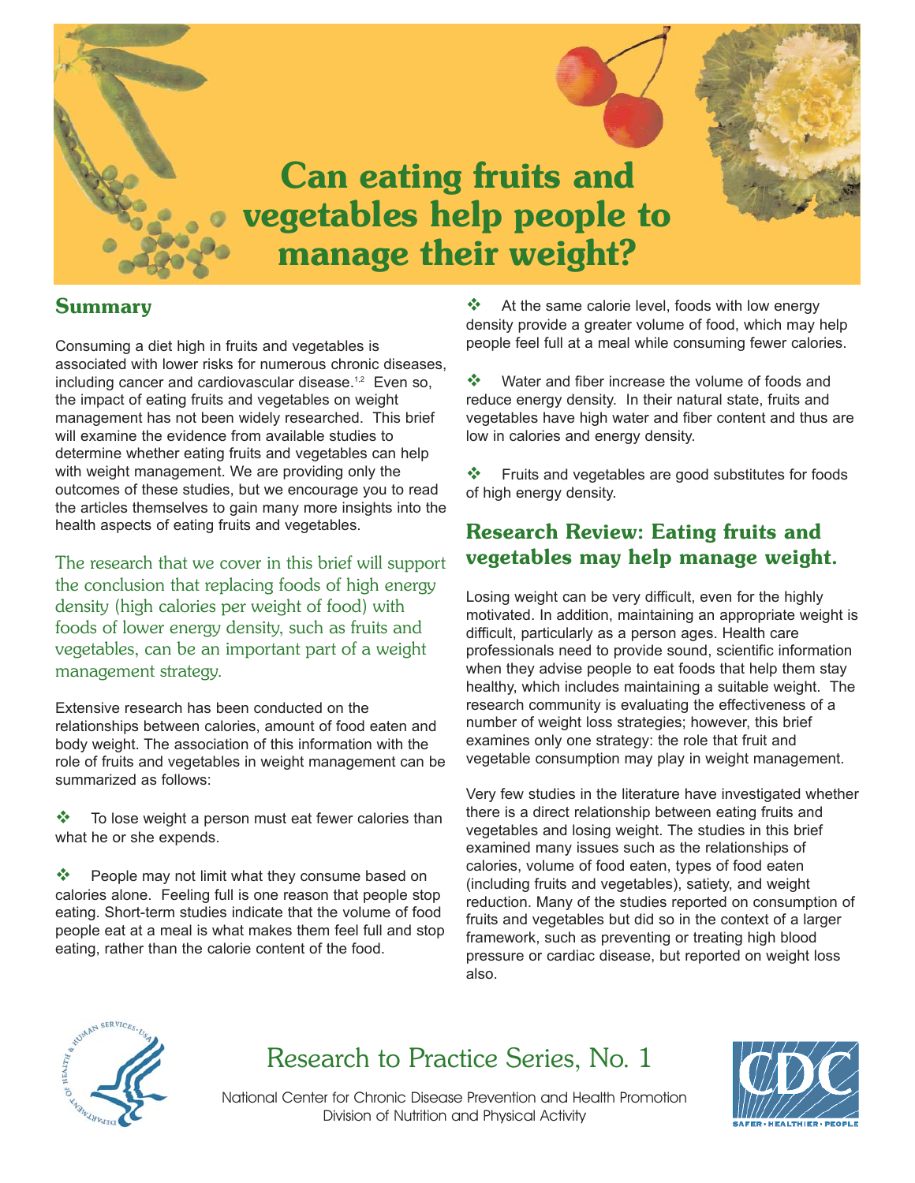# Can eating fruits and vegetables help people to manage their weight?

## Summary

Consuming a diet high in fruits and vegetables is associated with lower risks for numerous chronic diseases, including cancer and cardiovascular disease.[1,2] Even so, the impact of eating fruits and vegetables on weight management has not been widely researched. This brief will examine the evidence from available studies to determine whether eating fruits and vegetables can help with weight management. We are providing only the outcomes of these studies, but we encourage you to read the articles themselves to gain many more insights into the health aspects of eating fruits and vegetables.

The research that we cover in this brief will support the conclusion that replacing foods of high energy density (high calories per weight of food) with foods of lower energy density, such as fruits and vegetables, can be an important part of a weight management strategy.

Extensive research has been conducted on the relationships between calories, amount of food eaten and body weight. The association of this information with the role of fruits and vegetables in weight management can be summarized as follows:

- To lose weight a person must eat fewer calories than what he or she expends.
- People may not limit what they consume based on calories alone. Feeling full is one reason that people stop eating. Short-term studies indicate that the volume of food people eat at a meal is what makes them feel full and stop eating, rather than the calorie content of the food.
- At the same calorie level, foods with low energy density provide a greater volume of food, which may help people feel full at a meal while consuming fewer calories.
- Water and fiber increase the volume of foods and reduce energy density. In their natural state, fruits and vegetables have high water and fiber content and thus are low in calories and energy density.
- Fruits and vegetables are good substitutes for foods of high energy density.

## Research Review: Eating fruits and vegetables may help manage weight.

Losing weight can be very difficult, even for the highly motivated. In addition, maintaining an appropriate weight is difficult, particularly as a person ages. Health care professionals need to provide sound, scientific information when they advise people to eat foods that help them stay healthy, which includes maintaining a suitable weight. The research community is evaluating the effectiveness of a number of weight loss strategies; however, this brief examines only one strategy: the role that fruit and vegetable consumption may play in weight management.

Very few studies in the literature have investigated whether there is a direct relationship between eating fruits and vegetables and losing weight. The studies in this brief examined many issues such as the relationships of calories, volume of food eaten, types of food eaten (including fruits and vegetables), satiety, and weight reduction. Many of the studies reported on consumption of fruits and vegetables but did so in the context of a larger framework, such as preventing or treating high blood pressure or cardiac disease, but reported on weight loss also.

Research to Practice Series, No. 1

National Center for Chronic Disease Prevention and Health Promotion
Division of Nutrition and Physical Activity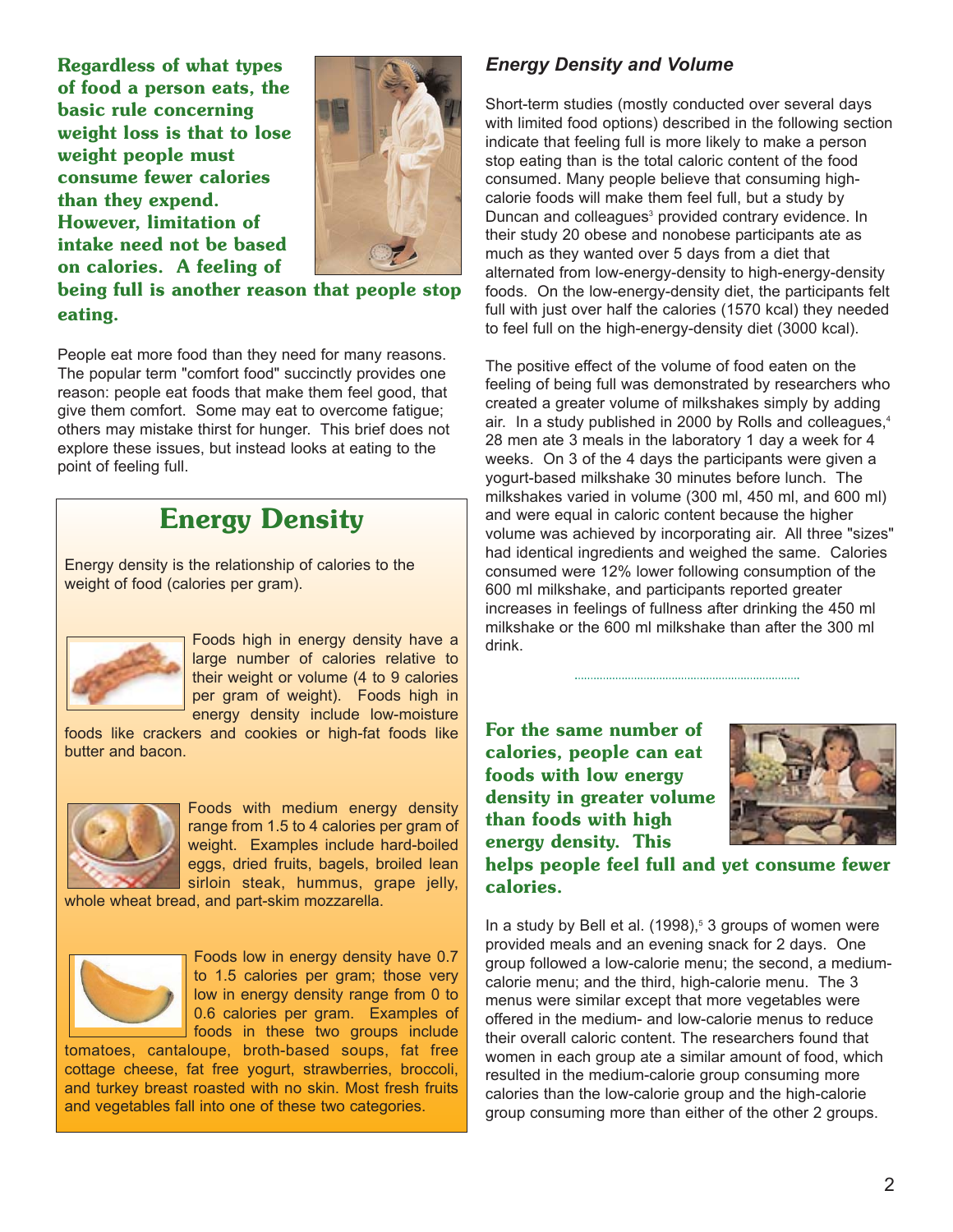**Regardless of what types of food a person eats, the basic rule concerning weight loss is that to lose weight people must consume fewer calories than they expend. However, limitation of intake need not be based on calories. A feeling of being full is another reason that people stop eating.**

People eat more food than they need for many reasons. The popular term "comfort food" succinctly provides one reason: people eat foods that make them feel good, that give them comfort. Some may eat to overcome fatigue; others may mistake thirst for hunger. This brief does not explore these issues, but instead looks at eating to the point of feeling full.

## Energy Density

Energy density is the relationship of calories to the weight of food (calories per gram).

Foods high in energy density have a large number of calories relative to their weight or volume (4 to 9 calories per gram of weight). Foods high in energy density include low-moisture foods like crackers and cookies or high-fat foods like butter and bacon.

Foods with medium energy density range from 1.5 to 4 calories per gram of weight. Examples include hard-boiled eggs, dried fruits, bagels, broiled lean sirloin steak, hummus, grape jelly, whole wheat bread, and part-skim mozzarella.

Foods low in energy density have 0.7 to 1.5 calories per gram; those very low in energy density range from 0 to 0.6 calories per gram. Examples of foods in these two groups include tomatoes, cantaloupe, broth-based soups, fat free cottage cheese, fat free yogurt, strawberries, broccoli, and turkey breast roasted with no skin. Most fresh fruits and vegetables fall into one of these two categories.

### *Energy Density and Volume*

Short-term studies (mostly conducted over several days with limited food options) described in the following section indicate that feeling full is more likely to make a person stop eating than is the total caloric content of the food consumed. Many people believe that consuming high-calorie foods will make them feel full, but a study by Duncan and colleagues[3] provided contrary evidence. In their study 20 obese and nonobese participants ate as much as they wanted over 5 days from a diet that alternated from low-energy-density to high-energy-density foods. On the low-energy-density diet, the participants felt full with just over half the calories (1570 kcal) they needed to feel full on the high-energy-density diet (3000 kcal).

The positive effect of the volume of food eaten on the feeling of being full was demonstrated by researchers who created a greater volume of milkshakes simply by adding air. In a study published in 2000 by Rolls and colleagues,[4] 28 men ate 3 meals in the laboratory 1 day a week for 4 weeks. On 3 of the 4 days the participants were given a yogurt-based milkshake 30 minutes before lunch. The milkshakes varied in volume (300 ml, 450 ml, and 600 ml) and were equal in caloric content because the higher volume was achieved by incorporating air. All three "sizes" had identical ingredients and weighed the same. Calories consumed were 12% lower following consumption of the 600 ml milkshake, and participants reported greater increases in feelings of fullness after drinking the 450 ml milkshake or the 600 ml milkshake than after the 300 ml drink.

**For the same number of calories, people can eat foods with low energy density in greater volume than foods with high energy density. This helps people feel full and yet consume fewer calories.**

In a study by Bell et al. (1998),[5] 3 groups of women were provided meals and an evening snack for 2 days. One group followed a low-calorie menu; the second, a medium-calorie menu; and the third, high-calorie menu. The 3 menus were similar except that more vegetables were offered in the medium- and low-calorie menus to reduce their overall caloric content. The researchers found that women in each group ate a similar amount of food, which resulted in the medium-calorie group consuming more calories than the low-calorie group and the high-calorie group consuming more than either of the other 2 groups.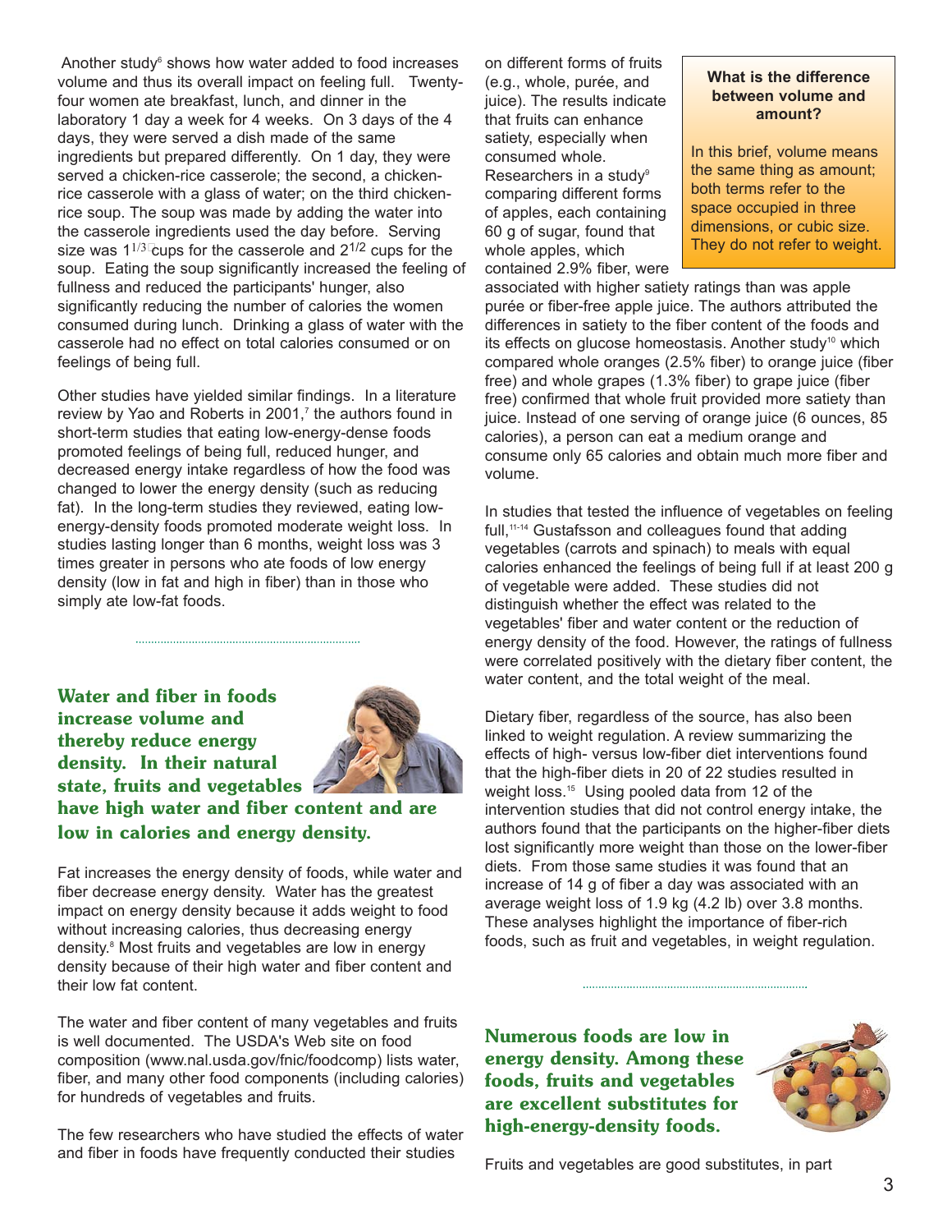Another study[6] shows how water added to food increases volume and thus its overall impact on feeling full. Twenty-four women ate breakfast, lunch, and dinner in the laboratory 1 day a week for 4 weeks. On 3 days of the 4 days, they were served a dish made of the same ingredients but prepared differently. On 1 day, they were served a chicken-rice casserole; the second, a chicken-rice casserole with a glass of water; on the third chicken-rice soup. The soup was made by adding the water into the casserole ingredients used the day before. Serving size was $1^{1/3}$ cups for the casserole and $2^{1/2}$ cups for the soup. Eating the soup significantly increased the feeling of fullness and reduced the participants' hunger, also significantly reducing the number of calories the women consumed during lunch. Drinking a glass of water with the casserole had no effect on total calories consumed or on feelings of being full.

Other studies have yielded similar findings. In a literature review by Yao and Roberts in 2001,[7] the authors found in short-term studies that eating low-energy-dense foods promoted feelings of being full, reduced hunger, and decreased energy intake regardless of how the food was changed to lower the energy density (such as reducing fat). In the long-term studies they reviewed, eating low-energy-density foods promoted moderate weight loss. In studies lasting longer than 6 months, weight loss was 3 times greater in persons who ate foods of low energy density (low in fat and high in fiber) than in those who simply ate low-fat foods.

**Water and fiber in foods increase volume and thereby reduce energy density. In their natural state, fruits and vegetables have high water and fiber content and are low in calories and energy density.**

Fat increases the energy density of foods, while water and fiber decrease energy density. Water has the greatest impact on energy density because it adds weight to food without increasing calories, thus decreasing energy density.[8] Most fruits and vegetables are low in energy density because of their high water and fiber content and their low fat content.

The water and fiber content of many vegetables and fruits is well documented. The USDA's Web site on food composition (www.nal.usda.gov/fnic/foodcomp) lists water, fiber, and many other food components (including calories) for hundreds of vegetables and fruits.

The few researchers who have studied the effects of water and fiber in foods have frequently conducted their studies on different forms of fruits (e.g., whole, purée, and juice). The results indicate that fruits can enhance satiety, especially when consumed whole. Researchers in a study[9] comparing different forms of apples, each containing 60 g of sugar, found that whole apples, which contained 2.9% fiber, were associated with higher satiety ratings than was apple purée or fiber-free apple juice. The authors attributed the differences in satiety to the fiber content of the foods and its effects on glucose homeostasis. Another study[10] which compared whole oranges (2.5% fiber) to orange juice (fiber free) and whole grapes (1.3% fiber) to grape juice (fiber free) confirmed that whole fruit provided more satiety than juice. Instead of one serving of orange juice (6 ounces, 85 calories), a person can eat a medium orange and consume only 65 calories and obtain much more fiber and volume.

> **What is the difference between volume and amount?**
>
> In this brief, volume means the same thing as amount; both terms refer to the space occupied in three dimensions, or cubic size. They do not refer to weight.

In studies that tested the influence of vegetables on feeling full,[11-14] Gustafsson and colleagues found that adding vegetables (carrots and spinach) to meals with equal calories enhanced the feelings of being full if at least 200 g of vegetable were added. These studies did not distinguish whether the effect was related to the vegetables' fiber and water content or the reduction of energy density of the food. However, the ratings of fullness were correlated positively with the dietary fiber content, the water content, and the total weight of the meal.

Dietary fiber, regardless of the source, has also been linked to weight regulation. A review summarizing the effects of high- versus low-fiber diet interventions found that the high-fiber diets in 20 of 22 studies resulted in weight loss.[15] Using pooled data from 12 of the intervention studies that did not control energy intake, the authors found that the participants on the higher-fiber diets lost significantly more weight than those on the lower-fiber diets. From those same studies it was found that an increase of 14 g of fiber a day was associated with an average weight loss of 1.9 kg (4.2 lb) over 3.8 months. These analyses highlight the importance of fiber-rich foods, such as fruit and vegetables, in weight regulation.

**Numerous foods are low in energy density. Among these foods, fruits and vegetables are excellent substitutes for high-energy-density foods.**

Fruits and vegetables are good substitutes, in part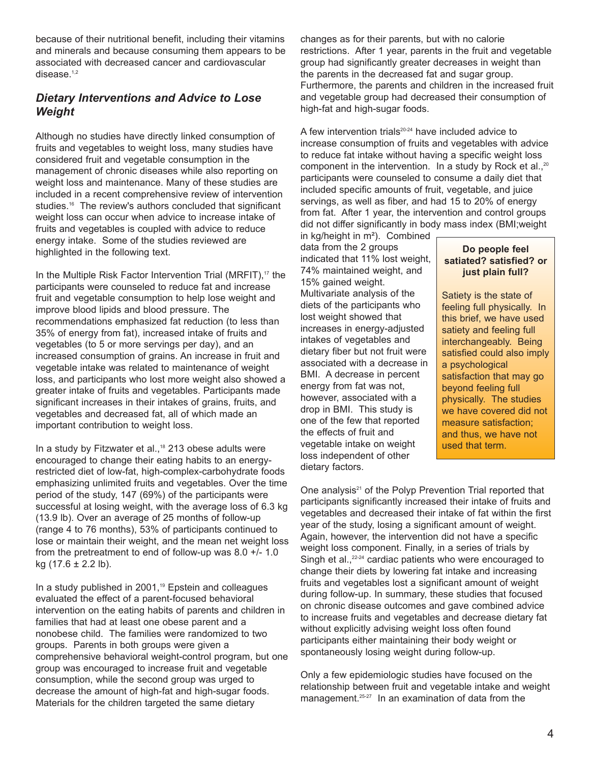because of their nutritional benefit, including their vitamins and minerals and because consuming them appears to be associated with decreased cancer and cardiovascular disease.[1,2]

## *Dietary Interventions and Advice to Lose Weight*

Although no studies have directly linked consumption of fruits and vegetables to weight loss, many studies have considered fruit and vegetable consumption in the management of chronic diseases while also reporting on weight loss and maintenance. Many of these studies are included in a recent comprehensive review of intervention studies.[16] The review's authors concluded that significant weight loss can occur when advice to increase intake of fruits and vegetables is coupled with advice to reduce energy intake. Some of the studies reviewed are highlighted in the following text.

In the Multiple Risk Factor Intervention Trial (MRFIT),[17] the participants were counseled to reduce fat and increase fruit and vegetable consumption to help lose weight and improve blood lipids and blood pressure. The recommendations emphasized fat reduction (to less than 35% of energy from fat), increased intake of fruits and vegetables (to 5 or more servings per day), and an increased consumption of grains. An increase in fruit and vegetable intake was related to maintenance of weight loss, and participants who lost more weight also showed a greater intake of fruits and vegetables. Participants made significant increases in their intakes of grains, fruits, and vegetables and decreased fat, all of which made an important contribution to weight loss.

In a study by Fitzwater et al.,[18] 213 obese adults were encouraged to change their eating habits to an energy-restricted diet of low-fat, high-complex-carbohydrate foods emphasizing unlimited fruits and vegetables. Over the time period of the study, 147 (69%) of the participants were successful at losing weight, with the average loss of 6.3 kg (13.9 lb). Over an average of 25 months of follow-up (range 4 to 76 months), 53% of participants continued to lose or maintain their weight, and the mean net weight loss from the pretreatment to end of follow-up was 8.0 +/- 1.0 kg (17.6 ± 2.2 lb).

In a study published in 2001,[19] Epstein and colleagues evaluated the effect of a parent-focused behavioral intervention on the eating habits of parents and children in families that had at least one obese parent and a nonobese child. The families were randomized to two groups. Parents in both groups were given a comprehensive behavioral weight-control program, but one group was encouraged to increase fruit and vegetable consumption, while the second group was urged to decrease the amount of high-fat and high-sugar foods. Materials for the children targeted the same dietary changes as for their parents, but with no calorie restrictions. After 1 year, parents in the fruit and vegetable group had significantly greater decreases in weight than the parents in the decreased fat and sugar group. Furthermore, the parents and children in the increased fruit and vegetable group had decreased their consumption of high-fat and high-sugar foods.

A few intervention trials[20-24] have included advice to increase consumption of fruits and vegetables with advice to reduce fat intake without having a specific weight loss component in the intervention. In a study by Rock et al.,[20] participants were counseled to consume a daily diet that included specific amounts of fruit, vegetable, and juice servings, as well as fiber, and had 15 to 20% of energy from fat. After 1 year, the intervention and control groups did not differ significantly in body mass index (BMI; weight in kg/height in m²). Combined data from the 2 groups indicated that 11% lost weight, 74% maintained weight, and 15% gained weight. Multivariate analysis of the diets of the participants who lost weight showed that increases in energy-adjusted intakes of vegetables and dietary fiber but not fruit were associated with a decrease in BMI. A decrease in percent energy from fat was not, however, associated with a drop in BMI. This study is one of the few that reported the effects of fruit and vegetable intake on weight loss independent of other dietary factors.

**Do people feel satiated? satisfied? or just plain full?**

Satiety is the state of feeling full physically. In this brief, we have used satiety and feeling full interchangeably. Being satisfied could also imply a psychological satisfaction that may go beyond feeling full physically. The studies we have covered did not measure satisfaction; and thus, we have not used that term.

One analysis[21] of the Polyp Prevention Trial reported that participants significantly increased their intake of fruits and vegetables and decreased their intake of fat within the first year of the study, losing a significant amount of weight. Again, however, the intervention did not have a specific weight loss component. Finally, in a series of trials by Singh et al.,[22-24] cardiac patients who were encouraged to change their diets by lowering fat intake and increasing fruits and vegetables lost a significant amount of weight during follow-up. In summary, these studies that focused on chronic disease outcomes and gave combined advice to increase fruits and vegetables and decrease dietary fat without explicitly advising weight loss often found participants either maintaining their body weight or spontaneously losing weight during follow-up.

Only a few epidemiologic studies have focused on the relationship between fruit and vegetable intake and weight management.[25-27] In an examination of data from the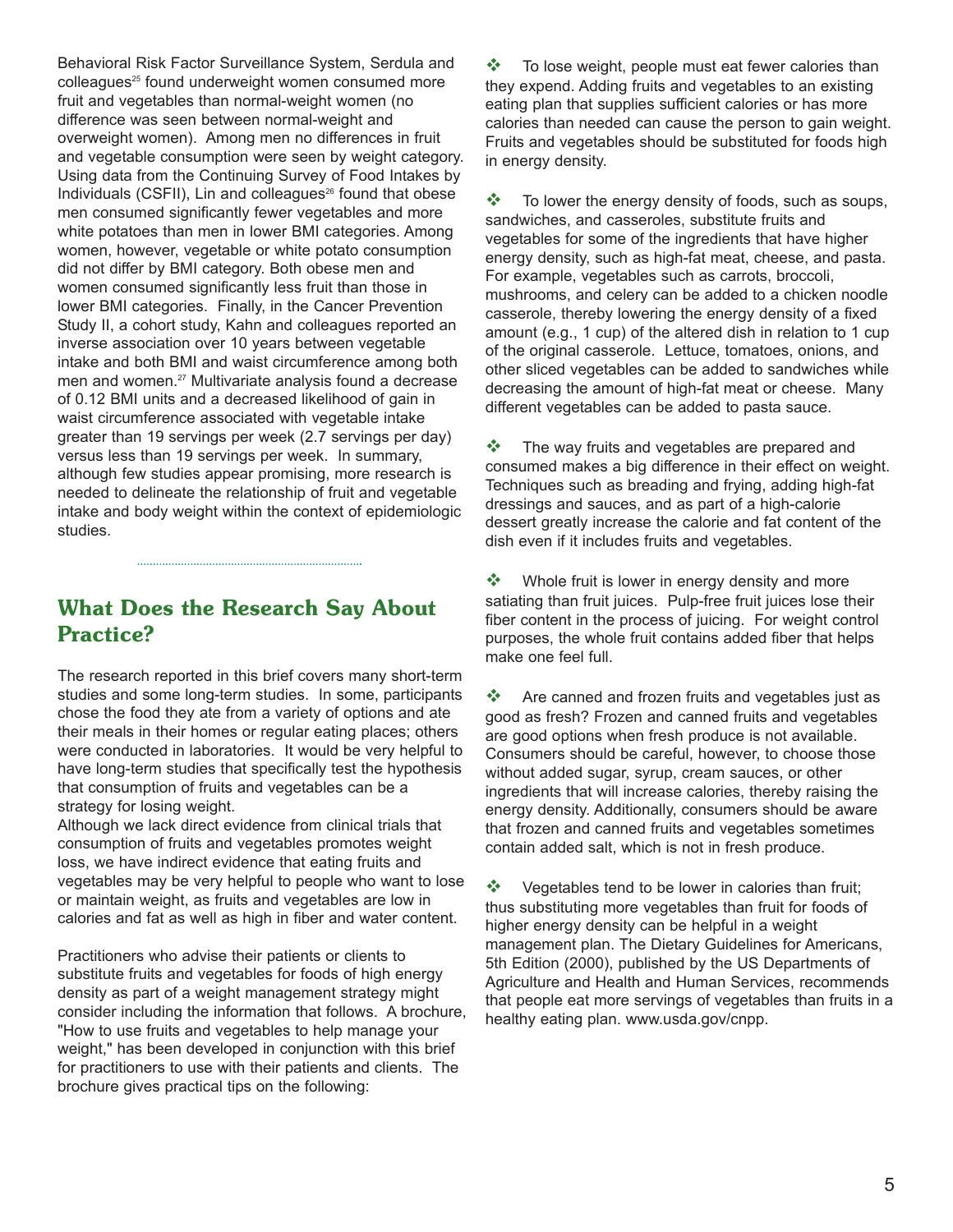Behavioral Risk Factor Surveillance System, Serdula and colleagues[25] found underweight women consumed more fruit and vegetables than normal-weight women (no difference was seen between normal-weight and overweight women). Among men no differences in fruit and vegetable consumption were seen by weight category. Using data from the Continuing Survey of Food Intakes by Individuals (CSFII), Lin and colleagues[26] found that obese men consumed significantly fewer vegetables and more white potatoes than men in lower BMI categories. Among women, however, vegetable or white potato consumption did not differ by BMI category. Both obese men and women consumed significantly less fruit than those in lower BMI categories. Finally, in the Cancer Prevention Study II, a cohort study, Kahn and colleagues reported an inverse association over 10 years between vegetable intake and both BMI and waist circumference among both men and women.[27] Multivariate analysis found a decrease of 0.12 BMI units and a decreased likelihood of gain in waist circumference associated with vegetable intake greater than 19 servings per week (2.7 servings per day) versus less than 19 servings per week. In summary, although few studies appear promising, more research is needed to delineate the relationship of fruit and vegetable intake and body weight within the context of epidemiologic studies.

## What Does the Research Say About Practice?

The research reported in this brief covers many short-term studies and some long-term studies. In some, participants chose the food they ate from a variety of options and ate their meals in their homes or regular eating places; others were conducted in laboratories. It would be very helpful to have long-term studies that specifically test the hypothesis that consumption of fruits and vegetables can be a strategy for losing weight.

Although we lack direct evidence from clinical trials that consumption of fruits and vegetables promotes weight loss, we have indirect evidence that eating fruits and vegetables may be very helpful to people who want to lose or maintain weight, as fruits and vegetables are low in calories and fat as well as high in fiber and water content.

Practitioners who advise their patients or clients to substitute fruits and vegetables for foods of high energy density as part of a weight management strategy might consider including the information that follows. A brochure, "How to use fruits and vegetables to help manage your weight," has been developed in conjunction with this brief for practitioners to use with their patients and clients. The brochure gives practical tips on the following:

- To lose weight, people must eat fewer calories than they expend. Adding fruits and vegetables to an existing eating plan that supplies sufficient calories or has more calories than needed can cause the person to gain weight. Fruits and vegetables should be substituted for foods high in energy density.

- To lower the energy density of foods, such as soups, sandwiches, and casseroles, substitute fruits and vegetables for some of the ingredients that have higher energy density, such as high-fat meat, cheese, and pasta. For example, vegetables such as carrots, broccoli, mushrooms, and celery can be added to a chicken noodle casserole, thereby lowering the energy density of a fixed amount (e.g., 1 cup) of the altered dish in relation to 1 cup of the original casserole. Lettuce, tomatoes, onions, and other sliced vegetables can be added to sandwiches while decreasing the amount of high-fat meat or cheese. Many different vegetables can be added to pasta sauce.

- The way fruits and vegetables are prepared and consumed makes a big difference in their effect on weight. Techniques such as breading and frying, adding high-fat dressings and sauces, and as part of a high-calorie dessert greatly increase the calorie and fat content of the dish even if it includes fruits and vegetables.

- Whole fruit is lower in energy density and more satiating than fruit juices. Pulp-free fruit juices lose their fiber content in the process of juicing. For weight control purposes, the whole fruit contains added fiber that helps make one feel full.

- Are canned and frozen fruits and vegetables just as good as fresh? Frozen and canned fruits and vegetables are good options when fresh produce is not available. Consumers should be careful, however, to choose those without added sugar, syrup, cream sauces, or other ingredients that will increase calories, thereby raising the energy density. Additionally, consumers should be aware that frozen and canned fruits and vegetables sometimes contain added salt, which is not in fresh produce.

- Vegetables tend to be lower in calories than fruit; thus substituting more vegetables than fruit for foods of higher energy density can be helpful in a weight management plan. The Dietary Guidelines for Americans, 5th Edition (2000), published by the US Departments of Agriculture and Health and Human Services, recommends that people eat more servings of vegetables than fruits in a healthy eating plan. www.usda.gov/cnpp.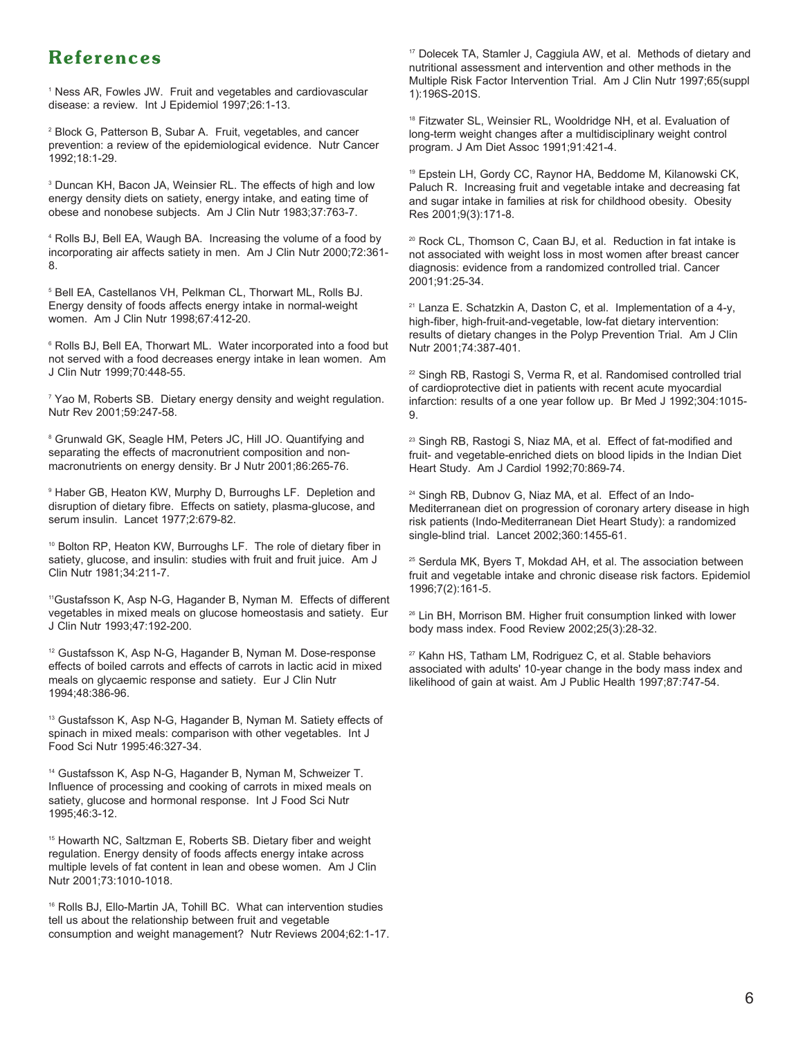## References

[1] Ness AR, Fowles JW. Fruit and vegetables and cardiovascular disease: a review. Int J Epidemiol 1997;26:1-13.

[2] Block G, Patterson B, Subar A. Fruit, vegetables, and cancer prevention: a review of the epidemiological evidence. Nutr Cancer 1992;18:1-29.

[3] Duncan KH, Bacon JA, Weinsier RL. The effects of high and low energy density diets on satiety, energy intake, and eating time of obese and nonobese subjects. Am J Clin Nutr 1983;37:763-7.

[4] Rolls BJ, Bell EA, Waugh BA. Increasing the volume of a food by incorporating air affects satiety in men. Am J Clin Nutr 2000;72:361-8.

[5] Bell EA, Castellanos VH, Pelkman CL, Thorwart ML, Rolls BJ. Energy density of foods affects energy intake in normal-weight women. Am J Clin Nutr 1998;67:412-20.

[6] Rolls BJ, Bell EA, Thorwart ML. Water incorporated into a food but not served with a food decreases energy intake in lean women. Am J Clin Nutr 1999;70:448-55.

[7] Yao M, Roberts SB. Dietary energy density and weight regulation. Nutr Rev 2001;59:247-58.

[8] Grunwald GK, Seagle HM, Peters JC, Hill JO. Quantifying and separating the effects of macronutrient composition and non-macronutrients on energy density. Br J Nutr 2001;86:265-76.

[9] Haber GB, Heaton KW, Murphy D, Burroughs LF. Depletion and disruption of dietary fibre. Effects on satiety, plasma-glucose, and serum insulin. Lancet 1977;2:679-82.

[10] Bolton RP, Heaton KW, Burroughs LF. The role of dietary fiber in satiety, glucose, and insulin: studies with fruit and fruit juice. Am J Clin Nutr 1981;34:211-7.

[11] Gustafsson K, Asp N-G, Hagander B, Nyman M. Effects of different vegetables in mixed meals on glucose homeostasis and satiety. Eur J Clin Nutr 1993;47:192-200.

[12] Gustafsson K, Asp N-G, Hagander B, Nyman M. Dose-response effects of boiled carrots and effects of carrots in lactic acid in mixed meals on glycaemic response and satiety. Eur J Clin Nutr 1994;48:386-96.

[13] Gustafsson K, Asp N-G, Hagander B, Nyman M. Satiety effects of spinach in mixed meals: comparison with other vegetables. Int J Food Sci Nutr 1995:46:327-34.

[14] Gustafsson K, Asp N-G, Hagander B, Nyman M, Schweizer T. Influence of processing and cooking of carrots in mixed meals on satiety, glucose and hormonal response. Int J Food Sci Nutr 1995;46:3-12.

[15] Howarth NC, Saltzman E, Roberts SB. Dietary fiber and weight regulation. Energy density of foods affects energy intake across multiple levels of fat content in lean and obese women. Am J Clin Nutr 2001;73:1010-1018.

[16] Rolls BJ, Ello-Martin JA, Tohill BC. What can intervention studies tell us about the relationship between fruit and vegetable consumption and weight management? Nutr Reviews 2004;62:1-17.

[17] Dolecek TA, Stamler J, Caggiula AW, et al. Methods of dietary and nutritional assessment and intervention and other methods in the Multiple Risk Factor Intervention Trial. Am J Clin Nutr 1997;65(suppl 1):196S-201S.

[18] Fitzwater SL, Weinsier RL, Wooldridge NH, et al. Evaluation of long-term weight changes after a multidisciplinary weight control program. J Am Diet Assoc 1991;91:421-4.

[19] Epstein LH, Gordy CC, Raynor HA, Beddome M, Kilanowski CK, Paluch R. Increasing fruit and vegetable intake and decreasing fat and sugar intake in families at risk for childhood obesity. Obesity Res 2001;9(3):171-8.

[20] Rock CL, Thomson C, Caan BJ, et al. Reduction in fat intake is not associated with weight loss in most women after breast cancer diagnosis: evidence from a randomized controlled trial. Cancer 2001;91:25-34.

[21] Lanza E. Schatzkin A, Daston C, et al. Implementation of a 4-y, high-fiber, high-fruit-and-vegetable, low-fat dietary intervention: results of dietary changes in the Polyp Prevention Trial. Am J Clin Nutr 2001;74:387-401.

[22] Singh RB, Rastogi S, Verma R, et al. Randomised controlled trial of cardioprotective diet in patients with recent acute myocardial infarction: results of a one year follow up. Br Med J 1992;304:1015-9.

[23] Singh RB, Rastogi S, Niaz MA, et al. Effect of fat-modified and fruit- and vegetable-enriched diets on blood lipids in the Indian Diet Heart Study. Am J Cardiol 1992;70:869-74.

[24] Singh RB, Dubnov G, Niaz MA, et al. Effect of an Indo-Mediterranean diet on progression of coronary artery disease in high risk patients (Indo-Mediterranean Diet Heart Study): a randomized single-blind trial. Lancet 2002;360:1455-61.

[25] Serdula MK, Byers T, Mokdad AH, et al. The association between fruit and vegetable intake and chronic disease risk factors. Epidemiol 1996;7(2):161-5.

[26] Lin BH, Morrison BM. Higher fruit consumption linked with lower body mass index. Food Review 2002;25(3):28-32.

[27] Kahn HS, Tatham LM, Rodriguez C, et al. Stable behaviors associated with adults' 10-year change in the body mass index and likelihood of gain at waist. Am J Public Health 1997;87:747-54.